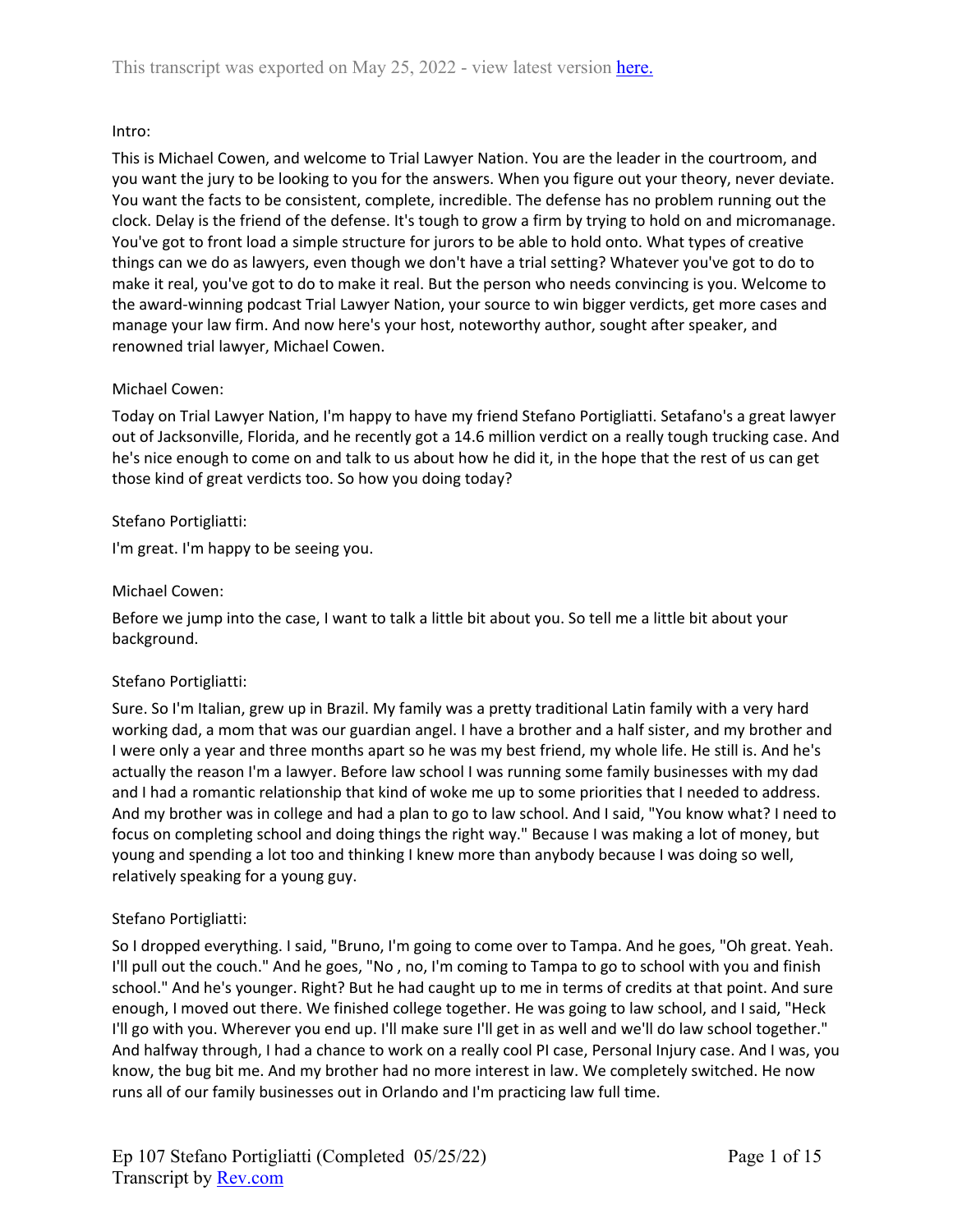This transcript was exported on May 25, 2022 - view latest version here.

Intro:

This is Michael Cowen, and welcome to Trial Lawyer Nation. You are the leader in the courtroom, and you want the jury to be looking to you for the answers. When you figure out your theory, never deviate. You want the facts to be consistent, complete, incredible. The defense has no problem running out the clock. Delay is the friend of the defense. It's tough to grow a firm by trying to hold on and micromanage. You've got to front load a simple structure for jurors to be able to hold onto. What types of creative things can we do as lawyers, even though we don't have a trial setting? Whatever you've got to do to make it real, you've got to do to make it real. But the person who needs convincing is you. Welcome to the award-winning podcast Trial Lawyer Nation, your source to win bigger verdicts, get more cases and manage your law firm. And now here's your host, noteworthy author, sought after speaker, and renowned trial lawyer, Michael Cowen.

Michael Cowen:

Today on Trial Lawyer Nation, I'm happy to have my friend Stefano Portigliatti. Setafano's a great lawyer out of Jacksonville, Florida, and he recently got a 14.6 million verdict on a really tough trucking case. And he's nice enough to come on and talk to us about how he did it, in the hope that the rest of us can get those kind of great verdicts too. So how you doing today?

Stefano Portigliatti:

I'm great. I'm happy to be seeing you.

Michael Cowen:

Before we jump into the case, I want to talk a little bit about you. So tell me a little bit about your background.

Stefano Portigliatti:

Sure. So I'm Italian, grew up in Brazil. My family was a pretty traditional Latin family with a very hard working dad, a mom that was our guardian angel. I have a brother and a half sister, and my brother and I were only a year and three months apart so he was my best friend, my whole life. He still is. And he's actually the reason I'm a lawyer. Before law school I was running some family businesses with my dad and I had a romantic relationship that kind of woke me up to some priorities that I needed to address. And my brother was in college and had a plan to go to law school. And I said, "You know what? I need to focus on completing school and doing things the right way." Because I was making a lot of money, but young and spending a lot too and thinking I knew more than anybody because I was doing so well, relatively speaking for a young guy.

Stefano Portigliatti:

So I dropped everything. I said, "Bruno, I'm going to come over to Tampa. And he goes, "Oh great. Yeah. I'll pull out the couch." And he goes, "No , no, I'm coming to Tampa to go to school with you and finish school." And he's younger. Right? But he had caught up to me in terms of credits at that point. And sure enough, I moved out there. We finished college together. He was going to law school, and I said, "Heck I'll go with you. Wherever you end up. I'll make sure I'll get in as well and we'll do law school together." And halfway through, I had a chance to work on a really cool PI case, Personal Injury case. And I was, you know, the bug bit me. And my brother had no more interest in law. We completely switched. He now runs all of our family businesses out in Orlando and I'm practicing law full time.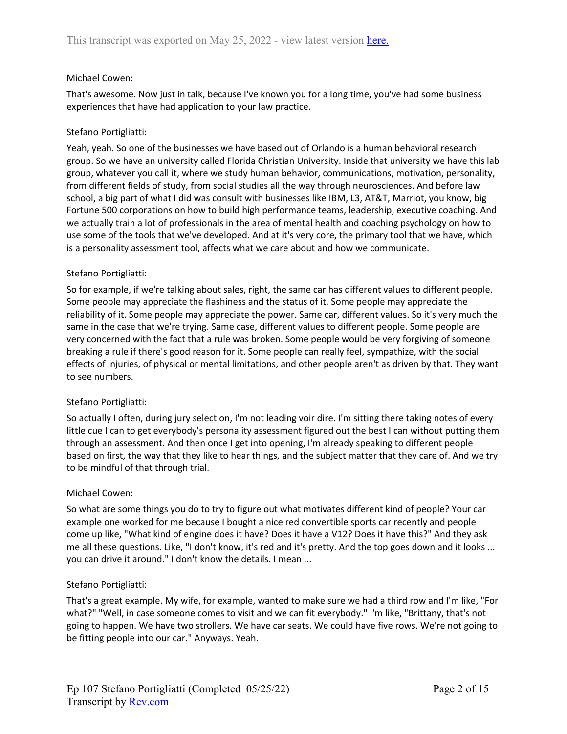Michael Cowen:

That's awesome. Now just in talk, because I've known you for a long time, you've had some business experiences that have had application to your law practice.

Stefano Portigliatti:

Yeah, yeah. So one of the businesses we have based out of Orlando is a human behavioral research group. So we have an university called Florida Christian University. Inside that university we have this lab group, whatever you call it, where we study human behavior, communications, motivation, personality, from different fields of study, from social studies all the way through neurosciences. And before law school, a big part of what I did was consult with businesses like IBM, L3, AT&T, Marriot, you know, big Fortune 500 corporations on how to build high performance teams, leadership, executive coaching. And we actually train a lot of professionals in the area of mental health and coaching psychology on how to use some of the tools that we've developed. And at it's very core, the primary tool that we have, which is a personality assessment tool, affects what we care about and how we communicate.

Stefano Portigliatti:

So for example, if we're talking about sales, right, the same car has different values to different people. Some people may appreciate the flashiness and the status of it. Some people may appreciate the reliability of it. Some people may appreciate the power. Same car, different values. So it's very much the same in the case that we're trying. Same case, different values to different people. Some people are very concerned with the fact that a rule was broken. Some people would be very forgiving of someone breaking a rule if there's good reason for it. Some people can really feel, sympathize, with the social effects of injuries, of physical or mental limitations, and other people aren't as driven by that. They want to see numbers.

Stefano Portigliatti:

So actually I often, during jury selection, I'm not leading voir dire. I'm sitting there taking notes of every little cue I can to get everybody's personality assessment figured out the best I can without putting them through an assessment. And then once I get into opening, I'm already speaking to different people based on first, the way that they like to hear things, and the subject matter that they care of. And we try to be mindful of that through trial.

Michael Cowen:

So what are some things you do to try to figure out what motivates different kind of people? Your car example one worked for me because I bought a nice red convertible sports car recently and people come up like, "What kind of engine does it have? Does it have a V12? Does it have this?" And they ask me all these questions. Like, "I don't know, it's red and it's pretty. And the top goes down and it looks ... you can drive it around." I don't know the details. I mean ...

Stefano Portigliatti:

That's a great example. My wife, for example, wanted to make sure we had a third row and I'm like, "For what?" "Well, in case someone comes to visit and we can fit everybody." I'm like, "Brittany, that's not going to happen. We have two strollers. We have car seats. We could have five rows. We're not going to be fitting people into our car." Anyways. Yeah.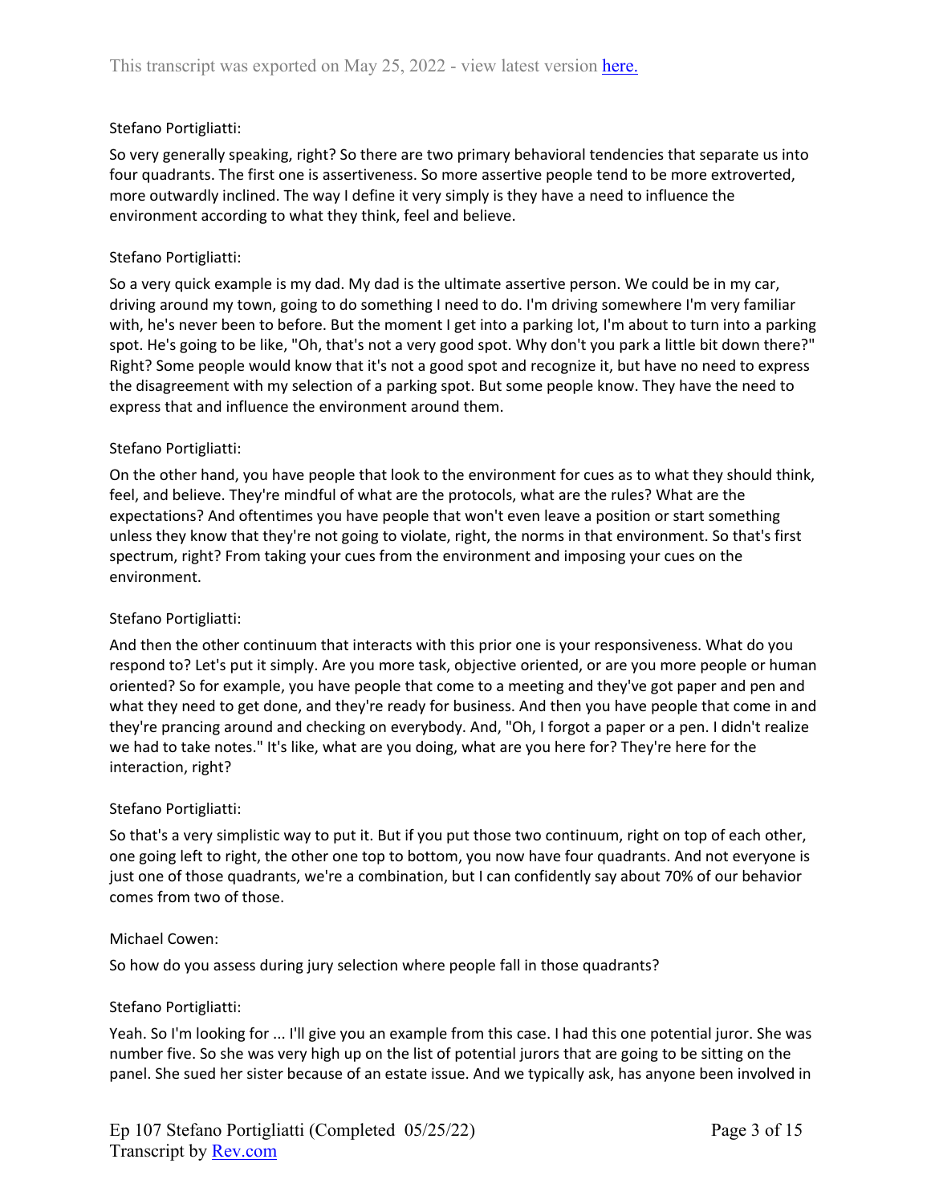Stefano Portigliatti:

So very generally speaking, right? So there are two primary behavioral tendencies that separate us into four quadrants. The first one is assertiveness. So more assertive people tend to be more extroverted, more outwardly inclined. The way I define it very simply is they have a need to influence the environment according to what they think, feel and believe.

Stefano Portigliatti:

So a very quick example is my dad. My dad is the ultimate assertive person. We could be in my car, driving around my town, going to do something I need to do. I'm driving somewhere I'm very familiar with, he's never been to before. But the moment I get into a parking lot, I'm about to turn into a parking spot. He's going to be like, "Oh, that's not a very good spot. Why don't you park a little bit down there?" Right? Some people would know that it's not a good spot and recognize it, but have no need to express the disagreement with my selection of a parking spot. But some people know. They have the need to express that and influence the environment around them.

Stefano Portigliatti:

On the other hand, you have people that look to the environment for cues as to what they should think, feel, and believe. They're mindful of what are the protocols, what are the rules? What are the expectations? And oftentimes you have people that won't even leave a position or start something unless they know that they're not going to violate, right, the norms in that environment. So that's first spectrum, right? From taking your cues from the environment and imposing your cues on the environment.

Stefano Portigliatti:

And then the other continuum that interacts with this prior one is your responsiveness. What do you respond to? Let's put it simply. Are you more task, objective oriented, or are you more people or human oriented? So for example, you have people that come to a meeting and they've got paper and pen and what they need to get done, and they're ready for business. And then you have people that come in and they're prancing around and checking on everybody. And, "Oh, I forgot a paper or a pen. I didn't realize we had to take notes." It's like, what are you doing, what are you here for? They're here for the interaction, right?

Stefano Portigliatti:

So that's a very simplistic way to put it. But if you put those two continuum, right on top of each other, one going left to right, the other one top to bottom, you now have four quadrants. And not everyone is just one of those quadrants, we're a combination, but I can confidently say about 70% of our behavior comes from two of those.

Michael Cowen:

So how do you assess during jury selection where people fall in those quadrants?

Stefano Portigliatti:

Yeah. So I'm looking for ... I'll give you an example from this case. I had this one potential juror. She was number five. So she was very high up on the list of potential jurors that are going to be sitting on the panel. She sued her sister because of an estate issue. And we typically ask, has anyone been involved in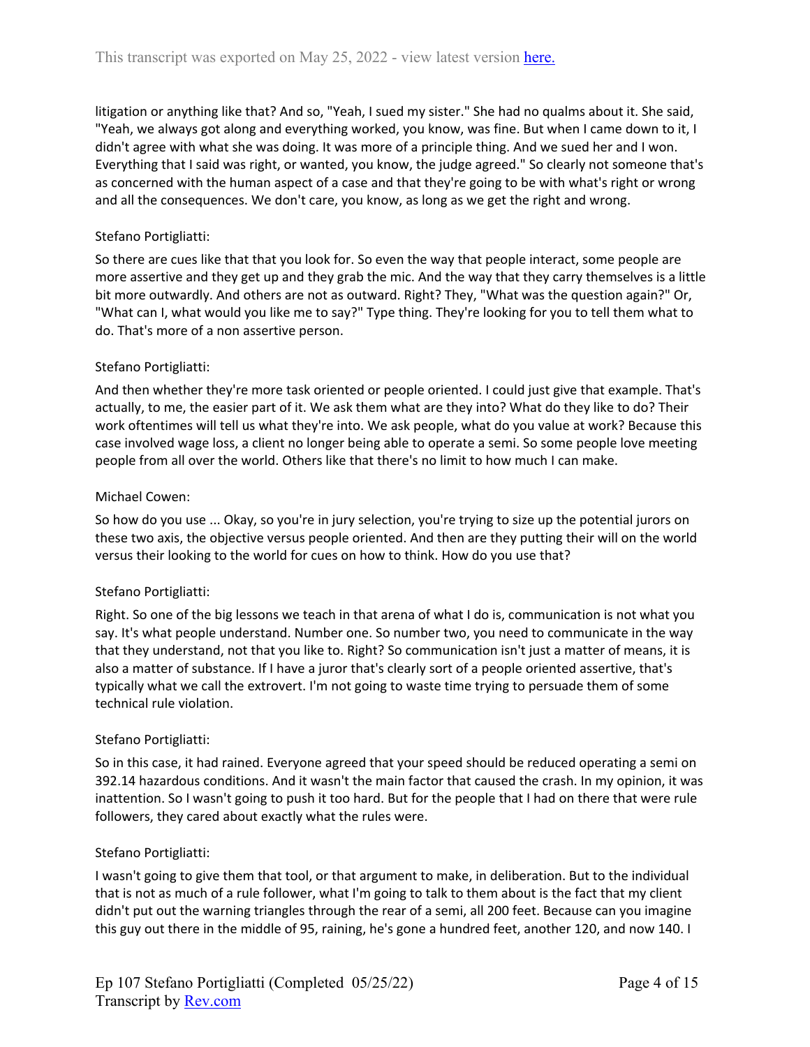litigation or anything like that? And so, "Yeah, I sued my sister." She had no qualms about it. She said, "Yeah, we always got along and everything worked, you know, was fine. But when I came down to it, I didn't agree with what she was doing. It was more of a principle thing. And we sued her and I won. Everything that I said was right, or wanted, you know, the judge agreed." So clearly not someone that's as concerned with the human aspect of a case and that they're going to be with what's right or wrong and all the consequences. We don't care, you know, as long as we get the right and wrong.

Stefano Portigliatti:

So there are cues like that that you look for. So even the way that people interact, some people are more assertive and they get up and they grab the mic. And the way that they carry themselves is a little bit more outwardly. And others are not as outward. Right? They, "What was the question again?" Or, "What can I, what would you like me to say?" Type thing. They're looking for you to tell them what to do. That's more of a non assertive person.

Stefano Portigliatti:

And then whether they're more task oriented or people oriented. I could just give that example. That's actually, to me, the easier part of it. We ask them what are they into? What do they like to do? Their work oftentimes will tell us what they're into. We ask people, what do you value at work? Because this case involved wage loss, a client no longer being able to operate a semi. So some people love meeting people from all over the world. Others like that there's no limit to how much I can make.

Michael Cowen:

So how do you use ... Okay, so you're in jury selection, you're trying to size up the potential jurors on these two axis, the objective versus people oriented. And then are they putting their will on the world versus their looking to the world for cues on how to think. How do you use that?

Stefano Portigliatti:

Right. So one of the big lessons we teach in that arena of what I do is, communication is not what you say. It's what people understand. Number one. So number two, you need to communicate in the way that they understand, not that you like to. Right? So communication isn't just a matter of means, it is also a matter of substance. If I have a juror that's clearly sort of a people oriented assertive, that's typically what we call the extrovert. I'm not going to waste time trying to persuade them of some technical rule violation.

Stefano Portigliatti:

So in this case, it had rained. Everyone agreed that your speed should be reduced operating a semi on 392.14 hazardous conditions. And it wasn't the main factor that caused the crash. In my opinion, it was inattention. So I wasn't going to push it too hard. But for the people that I had on there that were rule followers, they cared about exactly what the rules were.

Stefano Portigliatti:

I wasn't going to give them that tool, or that argument to make, in deliberation. But to the individual that is not as much of a rule follower, what I'm going to talk to them about is the fact that my client didn't put out the warning triangles through the rear of a semi, all 200 feet. Because can you imagine this guy out there in the middle of 95, raining, he's gone a hundred feet, another 120, and now 140. I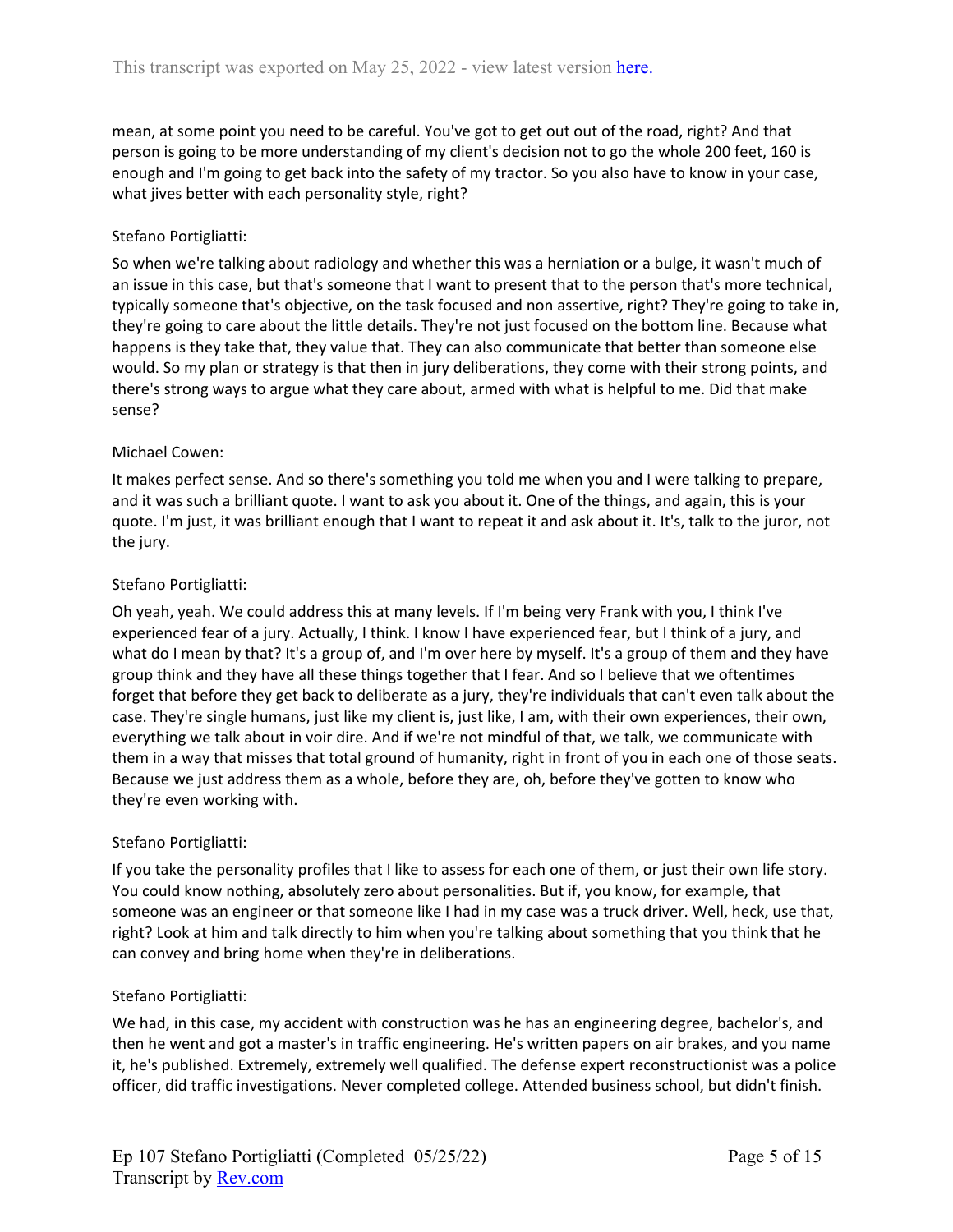mean, at some point you need to be careful. You've got to get out out of the road, right? And that person is going to be more understanding of my client's decision not to go the whole 200 feet, 160 is enough and I'm going to get back into the safety of my tractor. So you also have to know in your case, what jives better with each personality style, right?

Stefano Portigliatti:

So when we're talking about radiology and whether this was a herniation or a bulge, it wasn't much of an issue in this case, but that's someone that I want to present that to the person that's more technical, typically someone that's objective, on the task focused and non assertive, right? They're going to take in, they're going to care about the little details. They're not just focused on the bottom line. Because what happens is they take that, they value that. They can also communicate that better than someone else would. So my plan or strategy is that then in jury deliberations, they come with their strong points, and there's strong ways to argue what they care about, armed with what is helpful to me. Did that make sense?

Michael Cowen:

It makes perfect sense. And so there's something you told me when you and I were talking to prepare, and it was such a brilliant quote. I want to ask you about it. One of the things, and again, this is your quote. I'm just, it was brilliant enough that I want to repeat it and ask about it. It's, talk to the juror, not the jury.

Stefano Portigliatti:

Oh yeah, yeah. We could address this at many levels. If I'm being very Frank with you, I think I've experienced fear of a jury. Actually, I think. I know I have experienced fear, but I think of a jury, and what do I mean by that? It's a group of, and I'm over here by myself. It's a group of them and they have group think and they have all these things together that I fear. And so I believe that we oftentimes forget that before they get back to deliberate as a jury, they're individuals that can't even talk about the case. They're single humans, just like my client is, just like, I am, with their own experiences, their own, everything we talk about in voir dire. And if we're not mindful of that, we talk, we communicate with them in a way that misses that total ground of humanity, right in front of you in each one of those seats. Because we just address them as a whole, before they are, oh, before they've gotten to know who they're even working with.

Stefano Portigliatti:

If you take the personality profiles that I like to assess for each one of them, or just their own life story. You could know nothing, absolutely zero about personalities. But if, you know, for example, that someone was an engineer or that someone like I had in my case was a truck driver. Well, heck, use that, right? Look at him and talk directly to him when you're talking about something that you think that he can convey and bring home when they're in deliberations.

Stefano Portigliatti:

We had, in this case, my accident with construction was he has an engineering degree, bachelor's, and then he went and got a master's in traffic engineering. He's written papers on air brakes, and you name it, he's published. Extremely, extremely well qualified. The defense expert reconstructionist was a police officer, did traffic investigations. Never completed college. Attended business school, but didn't finish.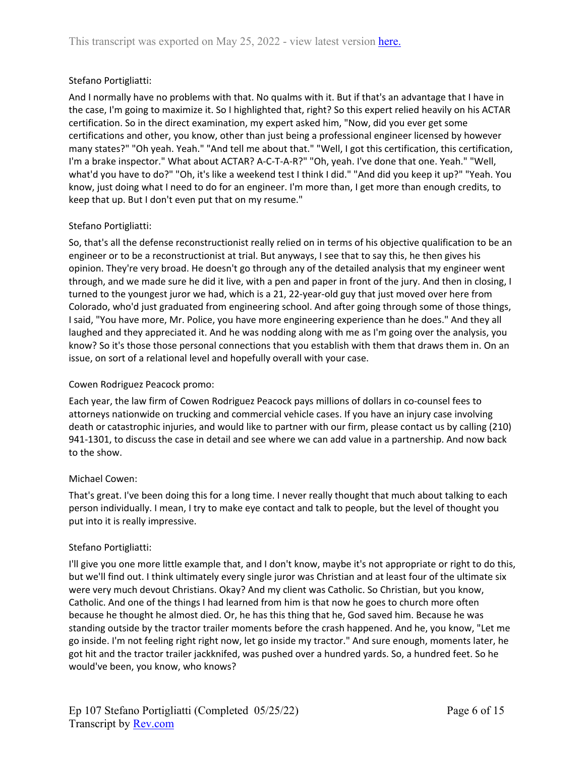Stefano Portigliatti:

And I normally have no problems with that. No qualms with it. But if that's an advantage that I have in the case, I'm going to maximize it. So I highlighted that, right? So this expert relied heavily on his ACTAR certification. So in the direct examination, my expert asked him, "Now, did you ever get some certifications and other, you know, other than just being a professional engineer licensed by however many states?" "Oh yeah. Yeah." "And tell me about that." "Well, I got this certification, this certification, I'm a brake inspector." What about ACTAR? A-C-T-A-R?" "Oh, yeah. I've done that one. Yeah." "Well, what'd you have to do?" "Oh, it's like a weekend test I think I did." "And did you keep it up?" "Yeah. You know, just doing what I need to do for an engineer. I'm more than, I get more than enough credits, to keep that up. But I don't even put that on my resume."

Stefano Portigliatti:

So, that's all the defense reconstructionist really relied on in terms of his objective qualification to be an engineer or to be a reconstructionist at trial. But anyways, I see that to say this, he then gives his opinion. They're very broad. He doesn't go through any of the detailed analysis that my engineer went through, and we made sure he did it live, with a pen and paper in front of the jury. And then in closing, I turned to the youngest juror we had, which is a 21, 22-year-old guy that just moved over here from Colorado, who'd just graduated from engineering school. And after going through some of those things, I said, "You have more, Mr. Police, you have more engineering experience than he does." And they all laughed and they appreciated it. And he was nodding along with me as I'm going over the analysis, you know? So it's those those personal connections that you establish with them that draws them in. On an issue, on sort of a relational level and hopefully overall with your case.

Cowen Rodriguez Peacock promo:

Each year, the law firm of Cowen Rodriguez Peacock pays millions of dollars in co-counsel fees to attorneys nationwide on trucking and commercial vehicle cases. If you have an injury case involving death or catastrophic injuries, and would like to partner with our firm, please contact us by calling (210) 941-1301, to discuss the case in detail and see where we can add value in a partnership. And now back to the show.

Michael Cowen:

That's great. I've been doing this for a long time. I never really thought that much about talking to each person individually. I mean, I try to make eye contact and talk to people, but the level of thought you put into it is really impressive.

Stefano Portigliatti:

I'll give you one more little example that, and I don't know, maybe it's not appropriate or right to do this, but we'll find out. I think ultimately every single juror was Christian and at least four of the ultimate six were very much devout Christians. Okay? And my client was Catholic. So Christian, but you know, Catholic. And one of the things I had learned from him is that now he goes to church more often because he thought he almost died. Or, he has this thing that he, God saved him. Because he was standing outside by the tractor trailer moments before the crash happened. And he, you know, "Let me go inside. I'm not feeling right right now, let go inside my tractor." And sure enough, moments later, he got hit and the tractor trailer jackknifed, was pushed over a hundred yards. So, a hundred feet. So he would've been, you know, who knows?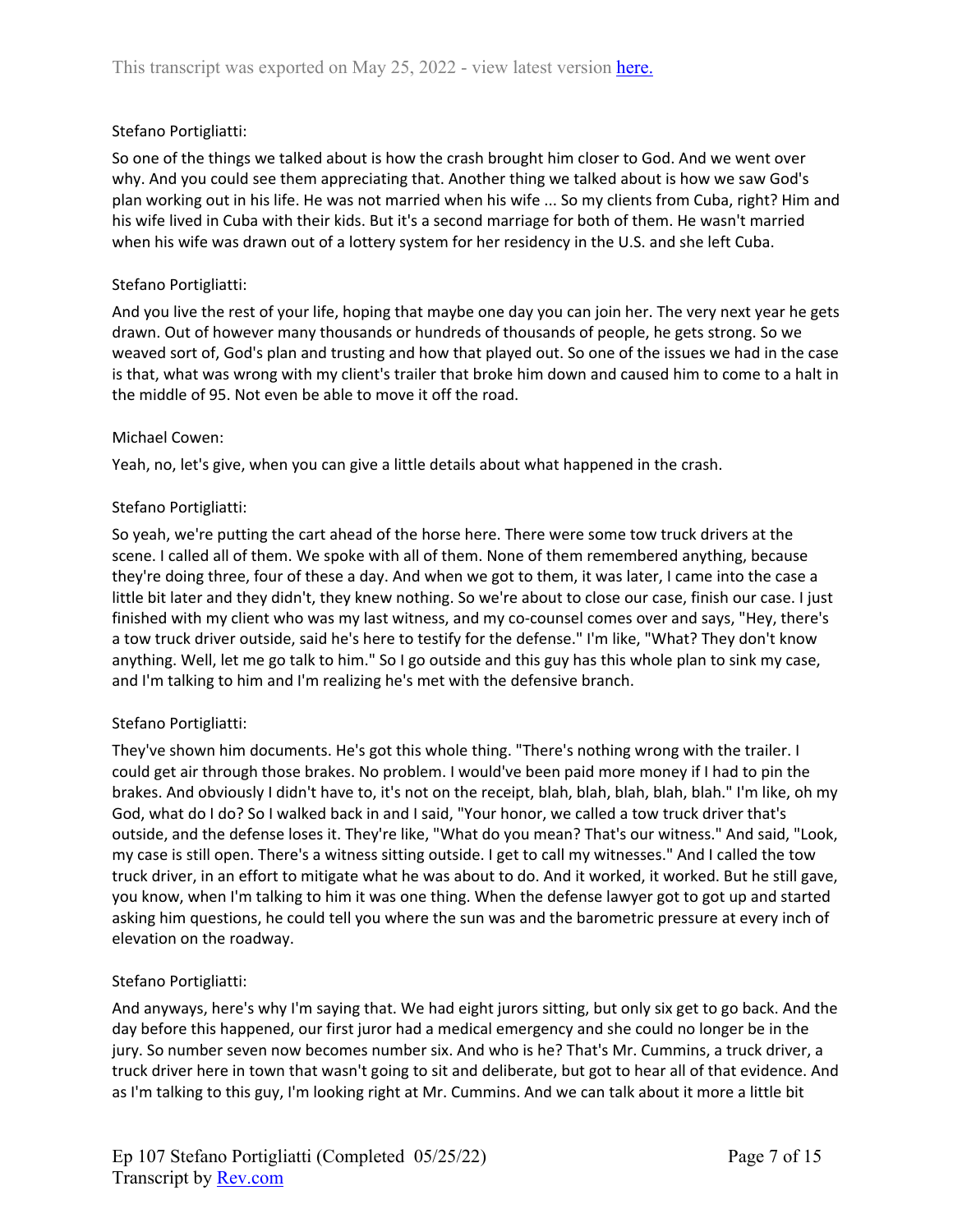Stefano Portigliatti:

So one of the things we talked about is how the crash brought him closer to God. And we went over why. And you could see them appreciating that. Another thing we talked about is how we saw God's plan working out in his life. He was not married when his wife ... So my clients from Cuba, right? Him and his wife lived in Cuba with their kids. But it's a second marriage for both of them. He wasn't married when his wife was drawn out of a lottery system for her residency in the U.S. and she left Cuba.

Stefano Portigliatti:

And you live the rest of your life, hoping that maybe one day you can join her. The very next year he gets drawn. Out of however many thousands or hundreds of thousands of people, he gets strong. So we weaved sort of, God's plan and trusting and how that played out. So one of the issues we had in the case is that, what was wrong with my client's trailer that broke him down and caused him to come to a halt in the middle of 95. Not even be able to move it off the road.

Michael Cowen:

Yeah, no, let's give, when you can give a little details about what happened in the crash.

Stefano Portigliatti:

So yeah, we're putting the cart ahead of the horse here. There were some tow truck drivers at the scene. I called all of them. We spoke with all of them. None of them remembered anything, because they're doing three, four of these a day. And when we got to them, it was later, I came into the case a little bit later and they didn't, they knew nothing. So we're about to close our case, finish our case. I just finished with my client who was my last witness, and my co-counsel comes over and says, "Hey, there's a tow truck driver outside, said he's here to testify for the defense." I'm like, "What? They don't know anything. Well, let me go talk to him." So I go outside and this guy has this whole plan to sink my case, and I'm talking to him and I'm realizing he's met with the defensive branch.

Stefano Portigliatti:

They've shown him documents. He's got this whole thing. "There's nothing wrong with the trailer. I could get air through those brakes. No problem. I would've been paid more money if I had to pin the brakes. And obviously I didn't have to, it's not on the receipt, blah, blah, blah, blah, blah." I'm like, oh my God, what do I do? So I walked back in and I said, "Your honor, we called a tow truck driver that's outside, and the defense loses it. They're like, "What do you mean? That's our witness." And said, "Look, my case is still open. There's a witness sitting outside. I get to call my witnesses." And I called the tow truck driver, in an effort to mitigate what he was about to do. And it worked, it worked. But he still gave, you know, when I'm talking to him it was one thing. When the defense lawyer got to got up and started asking him questions, he could tell you where the sun was and the barometric pressure at every inch of elevation on the roadway.

Stefano Portigliatti:

And anyways, here's why I'm saying that. We had eight jurors sitting, but only six get to go back. And the day before this happened, our first juror had a medical emergency and she could no longer be in the jury. So number seven now becomes number six. And who is he? That's Mr. Cummins, a truck driver, a truck driver here in town that wasn't going to sit and deliberate, but got to hear all of that evidence. And as I'm talking to this guy, I'm looking right at Mr. Cummins. And we can talk about it more a little bit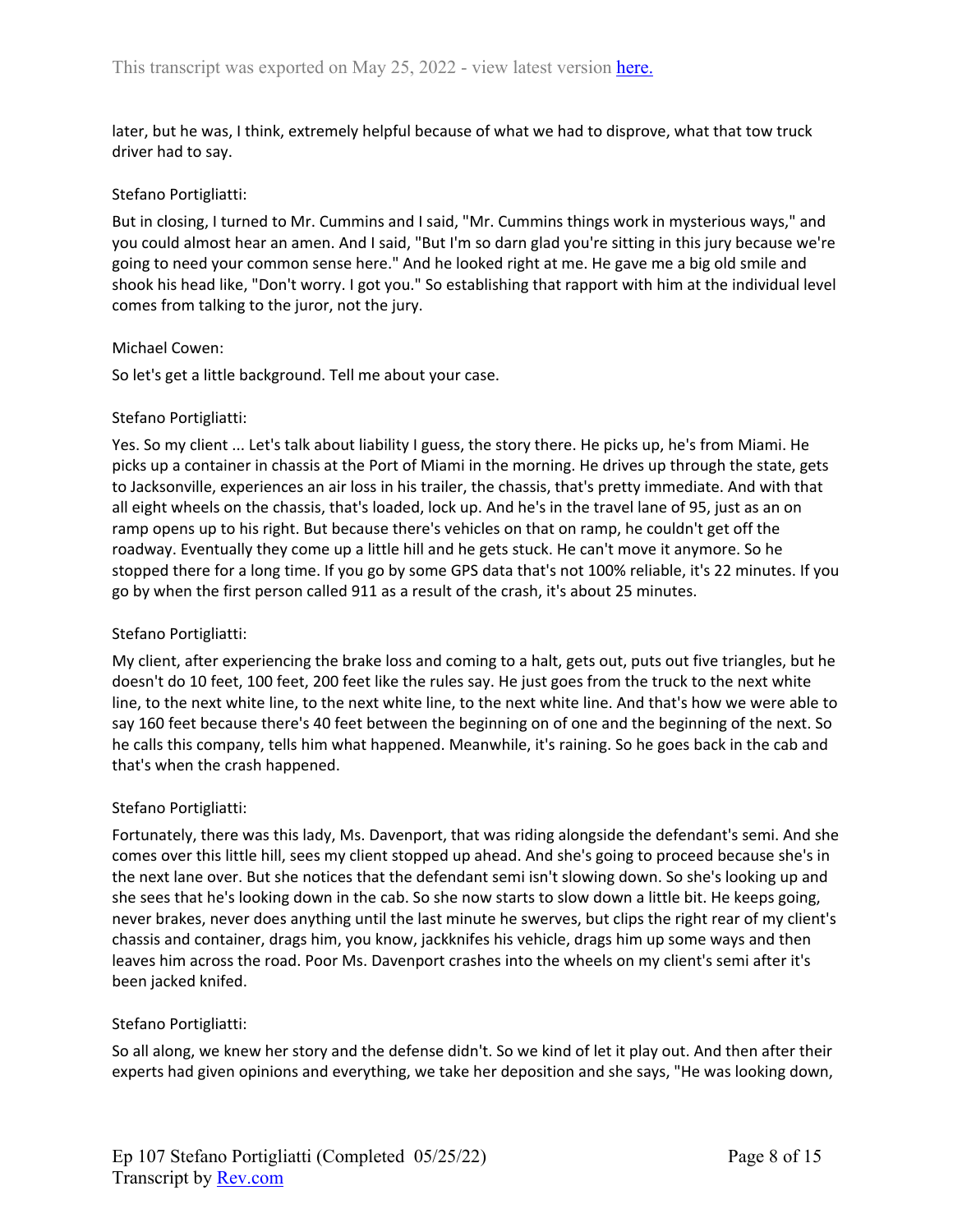later, but he was, I think, extremely helpful because of what we had to disprove, what that tow truck driver had to say.

Stefano Portigliatti:

But in closing, I turned to Mr. Cummins and I said, "Mr. Cummins things work in mysterious ways," and you could almost hear an amen. And I said, "But I'm so darn glad you're sitting in this jury because we're going to need your common sense here." And he looked right at me. He gave me a big old smile and shook his head like, "Don't worry. I got you." So establishing that rapport with him at the individual level comes from talking to the juror, not the jury.

Michael Cowen:

So let's get a little background. Tell me about your case.

Stefano Portigliatti:

Yes. So my client ... Let's talk about liability I guess, the story there. He picks up, he's from Miami. He picks up a container in chassis at the Port of Miami in the morning. He drives up through the state, gets to Jacksonville, experiences an air loss in his trailer, the chassis, that's pretty immediate. And with that all eight wheels on the chassis, that's loaded, lock up. And he's in the travel lane of 95, just as an on ramp opens up to his right. But because there's vehicles on that on ramp, he couldn't get off the roadway. Eventually they come up a little hill and he gets stuck. He can't move it anymore. So he stopped there for a long time. If you go by some GPS data that's not 100% reliable, it's 22 minutes. If you go by when the first person called 911 as a result of the crash, it's about 25 minutes.

Stefano Portigliatti:

My client, after experiencing the brake loss and coming to a halt, gets out, puts out five triangles, but he doesn't do 10 feet, 100 feet, 200 feet like the rules say. He just goes from the truck to the next white line, to the next white line, to the next white line, to the next white line. And that's how we were able to say 160 feet because there's 40 feet between the beginning on of one and the beginning of the next. So he calls this company, tells him what happened. Meanwhile, it's raining. So he goes back in the cab and that's when the crash happened.

Stefano Portigliatti:

Fortunately, there was this lady, Ms. Davenport, that was riding alongside the defendant's semi. And she comes over this little hill, sees my client stopped up ahead. And she's going to proceed because she's in the next lane over. But she notices that the defendant semi isn't slowing down. So she's looking up and she sees that he's looking down in the cab. So she now starts to slow down a little bit. He keeps going, never brakes, never does anything until the last minute he swerves, but clips the right rear of my client's chassis and container, drags him, you know, jackknifes his vehicle, drags him up some ways and then leaves him across the road. Poor Ms. Davenport crashes into the wheels on my client's semi after it's been jacked knifed.

Stefano Portigliatti:

So all along, we knew her story and the defense didn't. So we kind of let it play out. And then after their experts had given opinions and everything, we take her deposition and she says, "He was looking down,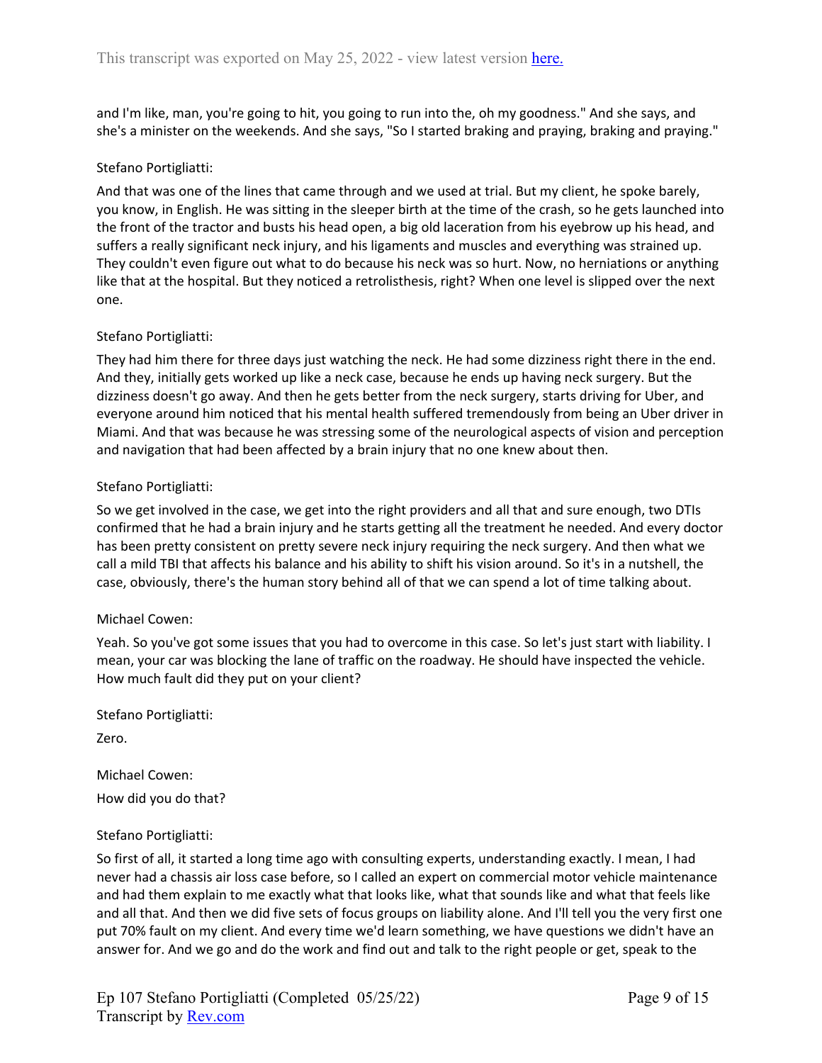and I'm like, man, you're going to hit, you going to run into the, oh my goodness." And she says, and she's a minister on the weekends. And she says, "So I started braking and praying, braking and praying."

Stefano Portigliatti:

And that was one of the lines that came through and we used at trial. But my client, he spoke barely, you know, in English. He was sitting in the sleeper birth at the time of the crash, so he gets launched into the front of the tractor and busts his head open, a big old laceration from his eyebrow up his head, and suffers a really significant neck injury, and his ligaments and muscles and everything was strained up. They couldn't even figure out what to do because his neck was so hurt. Now, no herniations or anything like that at the hospital. But they noticed a retrolisthesis, right? When one level is slipped over the next one.

Stefano Portigliatti:

They had him there for three days just watching the neck. He had some dizziness right there in the end. And they, initially gets worked up like a neck case, because he ends up having neck surgery. But the dizziness doesn't go away. And then he gets better from the neck surgery, starts driving for Uber, and everyone around him noticed that his mental health suffered tremendously from being an Uber driver in Miami. And that was because he was stressing some of the neurological aspects of vision and perception and navigation that had been affected by a brain injury that no one knew about then.

Stefano Portigliatti:

So we get involved in the case, we get into the right providers and all that and sure enough, two DTIs confirmed that he had a brain injury and he starts getting all the treatment he needed. And every doctor has been pretty consistent on pretty severe neck injury requiring the neck surgery. And then what we call a mild TBI that affects his balance and his ability to shift his vision around. So it's in a nutshell, the case, obviously, there's the human story behind all of that we can spend a lot of time talking about.

Michael Cowen:

Yeah. So you've got some issues that you had to overcome in this case. So let's just start with liability. I mean, your car was blocking the lane of traffic on the roadway. He should have inspected the vehicle. How much fault did they put on your client?

Stefano Portigliatti:

Zero.

Michael Cowen:

How did you do that?

Stefano Portigliatti:

So first of all, it started a long time ago with consulting experts, understanding exactly. I mean, I had never had a chassis air loss case before, so I called an expert on commercial motor vehicle maintenance and had them explain to me exactly what that looks like, what that sounds like and what that feels like and all that. And then we did five sets of focus groups on liability alone. And I'll tell you the very first one put 70% fault on my client. And every time we'd learn something, we have questions we didn't have an answer for. And we go and do the work and find out and talk to the right people or get, speak to the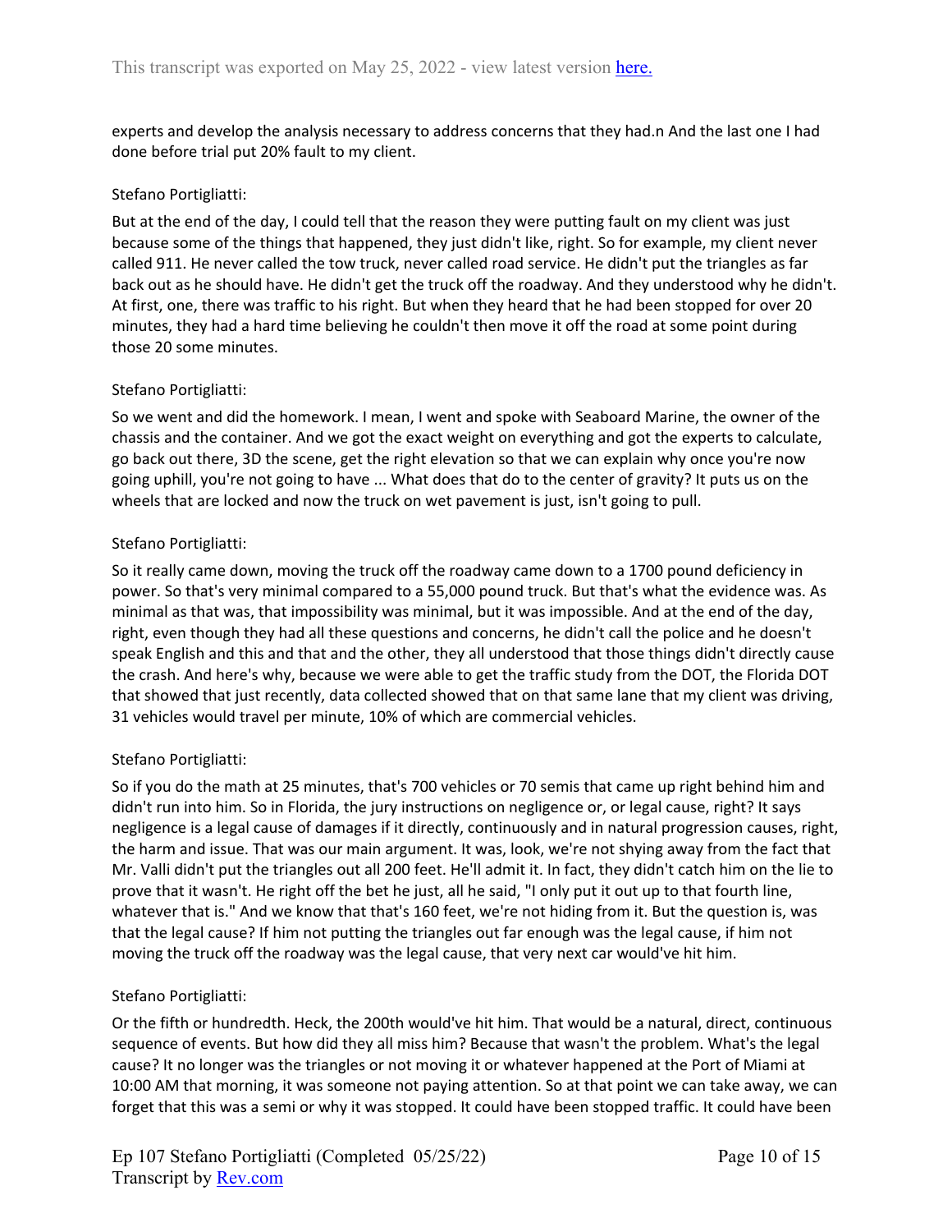experts and develop the analysis necessary to address concerns that they had.n And the last one I had done before trial put 20% fault to my client.

Stefano Portigliatti:

But at the end of the day, I could tell that the reason they were putting fault on my client was just because some of the things that happened, they just didn't like, right. So for example, my client never called 911. He never called the tow truck, never called road service. He didn't put the triangles as far back out as he should have. He didn't get the truck off the roadway. And they understood why he didn't. At first, one, there was traffic to his right. But when they heard that he had been stopped for over 20 minutes, they had a hard time believing he couldn't then move it off the road at some point during those 20 some minutes.

Stefano Portigliatti:

So we went and did the homework. I mean, I went and spoke with Seaboard Marine, the owner of the chassis and the container. And we got the exact weight on everything and got the experts to calculate, go back out there, 3D the scene, get the right elevation so that we can explain why once you're now going uphill, you're not going to have ... What does that do to the center of gravity? It puts us on the wheels that are locked and now the truck on wet pavement is just, isn't going to pull.

Stefano Portigliatti:

So it really came down, moving the truck off the roadway came down to a 1700 pound deficiency in power. So that's very minimal compared to a 55,000 pound truck. But that's what the evidence was. As minimal as that was, that impossibility was minimal, but it was impossible. And at the end of the day, right, even though they had all these questions and concerns, he didn't call the police and he doesn't speak English and this and that and the other, they all understood that those things didn't directly cause the crash. And here's why, because we were able to get the traffic study from the DOT, the Florida DOT that showed that just recently, data collected showed that on that same lane that my client was driving, 31 vehicles would travel per minute, 10% of which are commercial vehicles.

Stefano Portigliatti:

So if you do the math at 25 minutes, that's 700 vehicles or 70 semis that came up right behind him and didn't run into him. So in Florida, the jury instructions on negligence or, or legal cause, right? It says negligence is a legal cause of damages if it directly, continuously and in natural progression causes, right, the harm and issue. That was our main argument. It was, look, we're not shying away from the fact that Mr. Valli didn't put the triangles out all 200 feet. He'll admit it. In fact, they didn't catch him on the lie to prove that it wasn't. He right off the bet he just, all he said, "I only put it out up to that fourth line, whatever that is." And we know that that's 160 feet, we're not hiding from it. But the question is, was that the legal cause? If him not putting the triangles out far enough was the legal cause, if him not moving the truck off the roadway was the legal cause, that very next car would've hit him.

Stefano Portigliatti:

Or the fifth or hundredth. Heck, the 200th would've hit him. That would be a natural, direct, continuous sequence of events. But how did they all miss him? Because that wasn't the problem. What's the legal cause? It no longer was the triangles or not moving it or whatever happened at the Port of Miami at 10:00 AM that morning, it was someone not paying attention. So at that point we can take away, we can forget that this was a semi or why it was stopped. It could have been stopped traffic. It could have been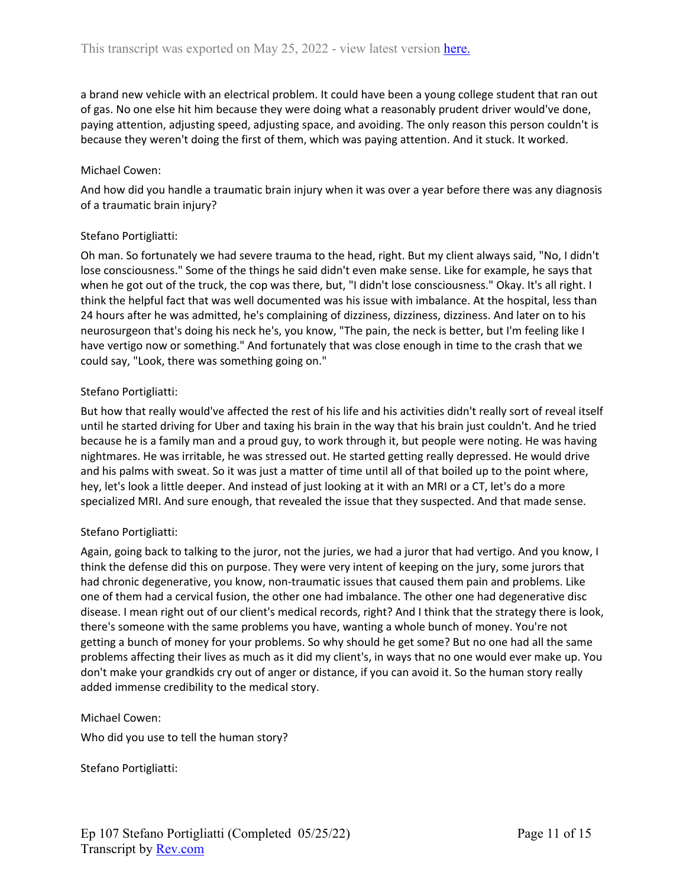a brand new vehicle with an electrical problem. It could have been a young college student that ran out of gas. No one else hit him because they were doing what a reasonably prudent driver would've done, paying attention, adjusting speed, adjusting space, and avoiding. The only reason this person couldn't is because they weren't doing the first of them, which was paying attention. And it stuck. It worked.

Michael Cowen:

And how did you handle a traumatic brain injury when it was over a year before there was any diagnosis of a traumatic brain injury?

Stefano Portigliatti:

Oh man. So fortunately we had severe trauma to the head, right. But my client always said, "No, I didn't lose consciousness." Some of the things he said didn't even make sense. Like for example, he says that when he got out of the truck, the cop was there, but, "I didn't lose consciousness." Okay. It's all right. I think the helpful fact that was well documented was his issue with imbalance. At the hospital, less than 24 hours after he was admitted, he's complaining of dizziness, dizziness, dizziness. And later on to his neurosurgeon that's doing his neck he's, you know, "The pain, the neck is better, but I'm feeling like I have vertigo now or something." And fortunately that was close enough in time to the crash that we could say, "Look, there was something going on."

Stefano Portigliatti:

But how that really would've affected the rest of his life and his activities didn't really sort of reveal itself until he started driving for Uber and taxing his brain in the way that his brain just couldn't. And he tried because he is a family man and a proud guy, to work through it, but people were noting. He was having nightmares. He was irritable, he was stressed out. He started getting really depressed. He would drive and his palms with sweat. So it was just a matter of time until all of that boiled up to the point where, hey, let's look a little deeper. And instead of just looking at it with an MRI or a CT, let's do a more specialized MRI. And sure enough, that revealed the issue that they suspected. And that made sense.

Stefano Portigliatti:

Again, going back to talking to the juror, not the juries, we had a juror that had vertigo. And you know, I think the defense did this on purpose. They were very intent of keeping on the jury, some jurors that had chronic degenerative, you know, non-traumatic issues that caused them pain and problems. Like one of them had a cervical fusion, the other one had imbalance. The other one had degenerative disc disease. I mean right out of our client's medical records, right? And I think that the strategy there is look, there's someone with the same problems you have, wanting a whole bunch of money. You're not getting a bunch of money for your problems. So why should he get some? But no one had all the same problems affecting their lives as much as it did my client's, in ways that no one would ever make up. You don't make your grandkids cry out of anger or distance, if you can avoid it. So the human story really added immense credibility to the medical story.

Michael Cowen:

Who did you use to tell the human story?

Stefano Portigliatti: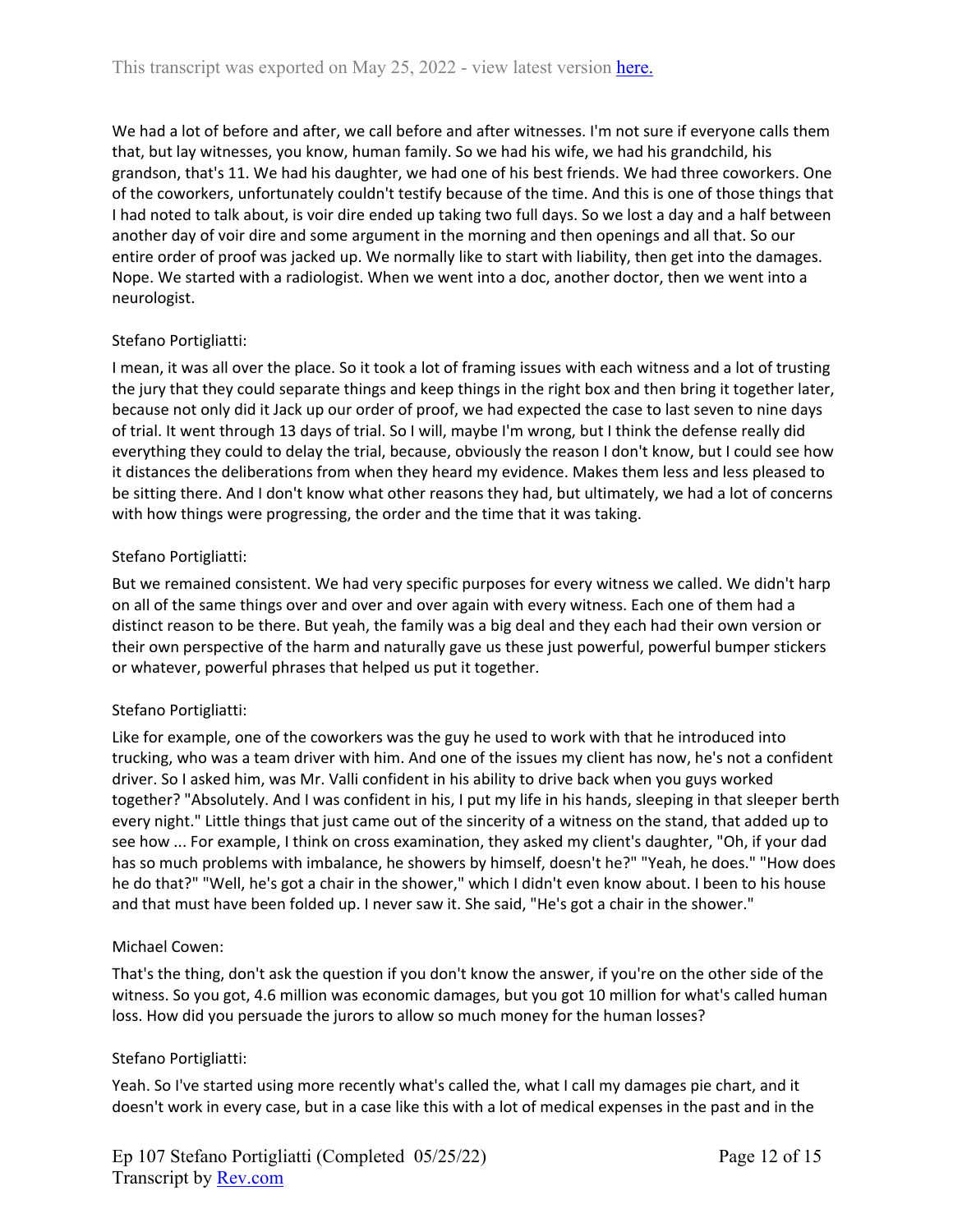We had a lot of before and after, we call before and after witnesses. I'm not sure if everyone calls them that, but lay witnesses, you know, human family. So we had his wife, we had his grandchild, his grandson, that's 11. We had his daughter, we had one of his best friends. We had three coworkers. One of the coworkers, unfortunately couldn't testify because of the time. And this is one of those things that I had noted to talk about, is voir dire ended up taking two full days. So we lost a day and a half between another day of voir dire and some argument in the morning and then openings and all that. So our entire order of proof was jacked up. We normally like to start with liability, then get into the damages. Nope. We started with a radiologist. When we went into a doc, another doctor, then we went into a neurologist.

Stefano Portigliatti:

I mean, it was all over the place. So it took a lot of framing issues with each witness and a lot of trusting the jury that they could separate things and keep things in the right box and then bring it together later, because not only did it Jack up our order of proof, we had expected the case to last seven to nine days of trial. It went through 13 days of trial. So I will, maybe I'm wrong, but I think the defense really did everything they could to delay the trial, because, obviously the reason I don't know, but I could see how it distances the deliberations from when they heard my evidence. Makes them less and less pleased to be sitting there. And I don't know what other reasons they had, but ultimately, we had a lot of concerns with how things were progressing, the order and the time that it was taking.

Stefano Portigliatti:

But we remained consistent. We had very specific purposes for every witness we called. We didn't harp on all of the same things over and over and over again with every witness. Each one of them had a distinct reason to be there. But yeah, the family was a big deal and they each had their own version or their own perspective of the harm and naturally gave us these just powerful, powerful bumper stickers or whatever, powerful phrases that helped us put it together.

Stefano Portigliatti:

Like for example, one of the coworkers was the guy he used to work with that he introduced into trucking, who was a team driver with him. And one of the issues my client has now, he's not a confident driver. So I asked him, was Mr. Valli confident in his ability to drive back when you guys worked together? "Absolutely. And I was confident in his, I put my life in his hands, sleeping in that sleeper berth every night." Little things that just came out of the sincerity of a witness on the stand, that added up to see how ... For example, I think on cross examination, they asked my client's daughter, "Oh, if your dad has so much problems with imbalance, he showers by himself, doesn't he?" "Yeah, he does." "How does he do that?" "Well, he's got a chair in the shower," which I didn't even know about. I been to his house and that must have been folded up. I never saw it. She said, "He's got a chair in the shower."

Michael Cowen:

That's the thing, don't ask the question if you don't know the answer, if you're on the other side of the witness. So you got, 4.6 million was economic damages, but you got 10 million for what's called human loss. How did you persuade the jurors to allow so much money for the human losses?

Stefano Portigliatti:

Yeah. So I've started using more recently what's called the, what I call my damages pie chart, and it doesn't work in every case, but in a case like this with a lot of medical expenses in the past and in the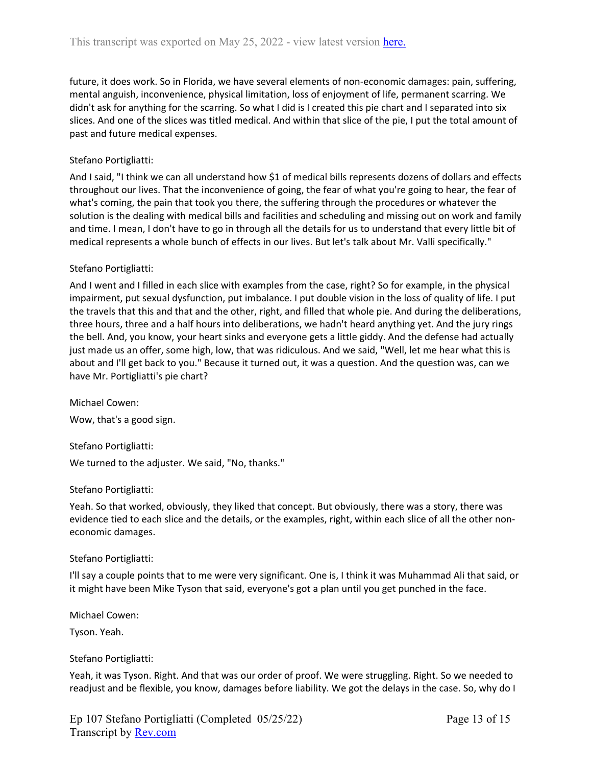future, it does work. So in Florida, we have several elements of non-economic damages: pain, suffering, mental anguish, inconvenience, physical limitation, loss of enjoyment of life, permanent scarring. We didn't ask for anything for the scarring. So what I did is I created this pie chart and I separated into six slices. And one of the slices was titled medical. And within that slice of the pie, I put the total amount of past and future medical expenses.

Stefano Portigliatti:

And I said, "I think we can all understand how $1 of medical bills represents dozens of dollars and effects throughout our lives. That the inconvenience of going, the fear of what you're going to hear, the fear of what's coming, the pain that took you there, the suffering through the procedures or whatever the solution is the dealing with medical bills and facilities and scheduling and missing out on work and family and time. I mean, I don't have to go in through all the details for us to understand that every little bit of medical represents a whole bunch of effects in our lives. But let's talk about Mr. Valli specifically."

Stefano Portigliatti:

And I went and I filled in each slice with examples from the case, right? So for example, in the physical impairment, put sexual dysfunction, put imbalance. I put double vision in the loss of quality of life. I put the travels that this and that and the other, right, and filled that whole pie. And during the deliberations, three hours, three and a half hours into deliberations, we hadn't heard anything yet. And the jury rings the bell. And, you know, your heart sinks and everyone gets a little giddy. And the defense had actually just made us an offer, some high, low, that was ridiculous. And we said, "Well, let me hear what this is about and I'll get back to you." Because it turned out, it was a question. And the question was, can we have Mr. Portigliatti's pie chart?

Michael Cowen:

Wow, that's a good sign.

Stefano Portigliatti:

We turned to the adjuster. We said, "No, thanks."

Stefano Portigliatti:

Yeah. So that worked, obviously, they liked that concept. But obviously, there was a story, there was evidence tied to each slice and the details, or the examples, right, within each slice of all the other non-economic damages.

Stefano Portigliatti:

I'll say a couple points that to me were very significant. One is, I think it was Muhammad Ali that said, or it might have been Mike Tyson that said, everyone's got a plan until you get punched in the face.

Michael Cowen:

Tyson. Yeah.

Stefano Portigliatti:

Yeah, it was Tyson. Right. And that was our order of proof. We were struggling. Right. So we needed to readjust and be flexible, you know, damages before liability. We got the delays in the case. So, why do I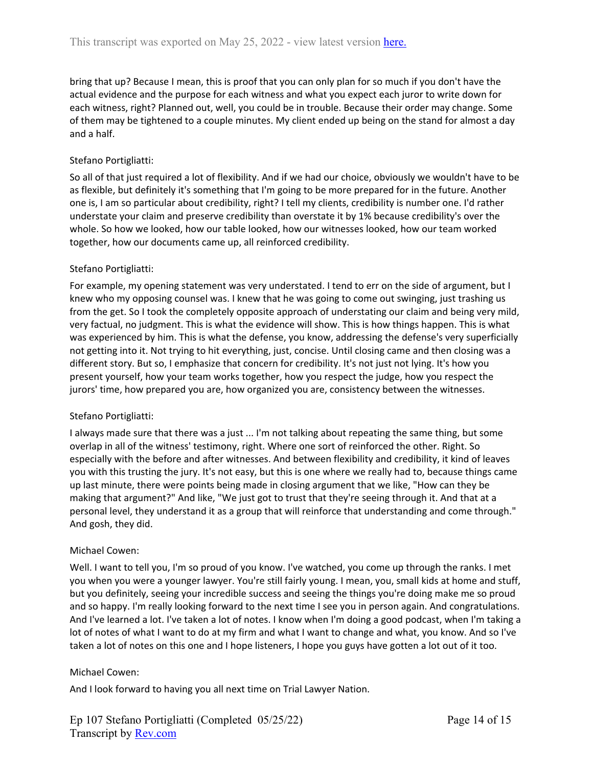bring that up? Because I mean, this is proof that you can only plan for so much if you don't have the actual evidence and the purpose for each witness and what you expect each juror to write down for each witness, right? Planned out, well, you could be in trouble. Because their order may change. Some of them may be tightened to a couple minutes. My client ended up being on the stand for almost a day and a half.

Stefano Portigliatti:

So all of that just required a lot of flexibility. And if we had our choice, obviously we wouldn't have to be as flexible, but definitely it's something that I'm going to be more prepared for in the future. Another one is, I am so particular about credibility, right? I tell my clients, credibility is number one. I'd rather understate your claim and preserve credibility than overstate it by 1% because credibility's over the whole. So how we looked, how our table looked, how our witnesses looked, how our team worked together, how our documents came up, all reinforced credibility.

Stefano Portigliatti:

For example, my opening statement was very understated. I tend to err on the side of argument, but I knew who my opposing counsel was. I knew that he was going to come out swinging, just trashing us from the get. So I took the completely opposite approach of understating our claim and being very mild, very factual, no judgment. This is what the evidence will show. This is how things happen. This is what was experienced by him. This is what the defense, you know, addressing the defense's very superficially not getting into it. Not trying to hit everything, just, concise. Until closing came and then closing was a different story. But so, I emphasize that concern for credibility. It's not just not lying. It's how you present yourself, how your team works together, how you respect the judge, how you respect the jurors' time, how prepared you are, how organized you are, consistency between the witnesses.

Stefano Portigliatti:

I always made sure that there was a just ... I'm not talking about repeating the same thing, but some overlap in all of the witness' testimony, right. Where one sort of reinforced the other. Right. So especially with the before and after witnesses. And between flexibility and credibility, it kind of leaves you with this trusting the jury. It's not easy, but this is one where we really had to, because things came up last minute, there were points being made in closing argument that we like, "How can they be making that argument?" And like, "We just got to trust that they're seeing through it. And that at a personal level, they understand it as a group that will reinforce that understanding and come through." And gosh, they did.

Michael Cowen:

Well. I want to tell you, I'm so proud of you know. I've watched, you come up through the ranks. I met you when you were a younger lawyer. You're still fairly young. I mean, you, small kids at home and stuff, but you definitely, seeing your incredible success and seeing the things you're doing make me so proud and so happy. I'm really looking forward to the next time I see you in person again. And congratulations. And I've learned a lot. I've taken a lot of notes. I know when I'm doing a good podcast, when I'm taking a lot of notes of what I want to do at my firm and what I want to change and what, you know. And so I've taken a lot of notes on this one and I hope listeners, I hope you guys have gotten a lot out of it too.

Michael Cowen:

And I look forward to having you all next time on Trial Lawyer Nation.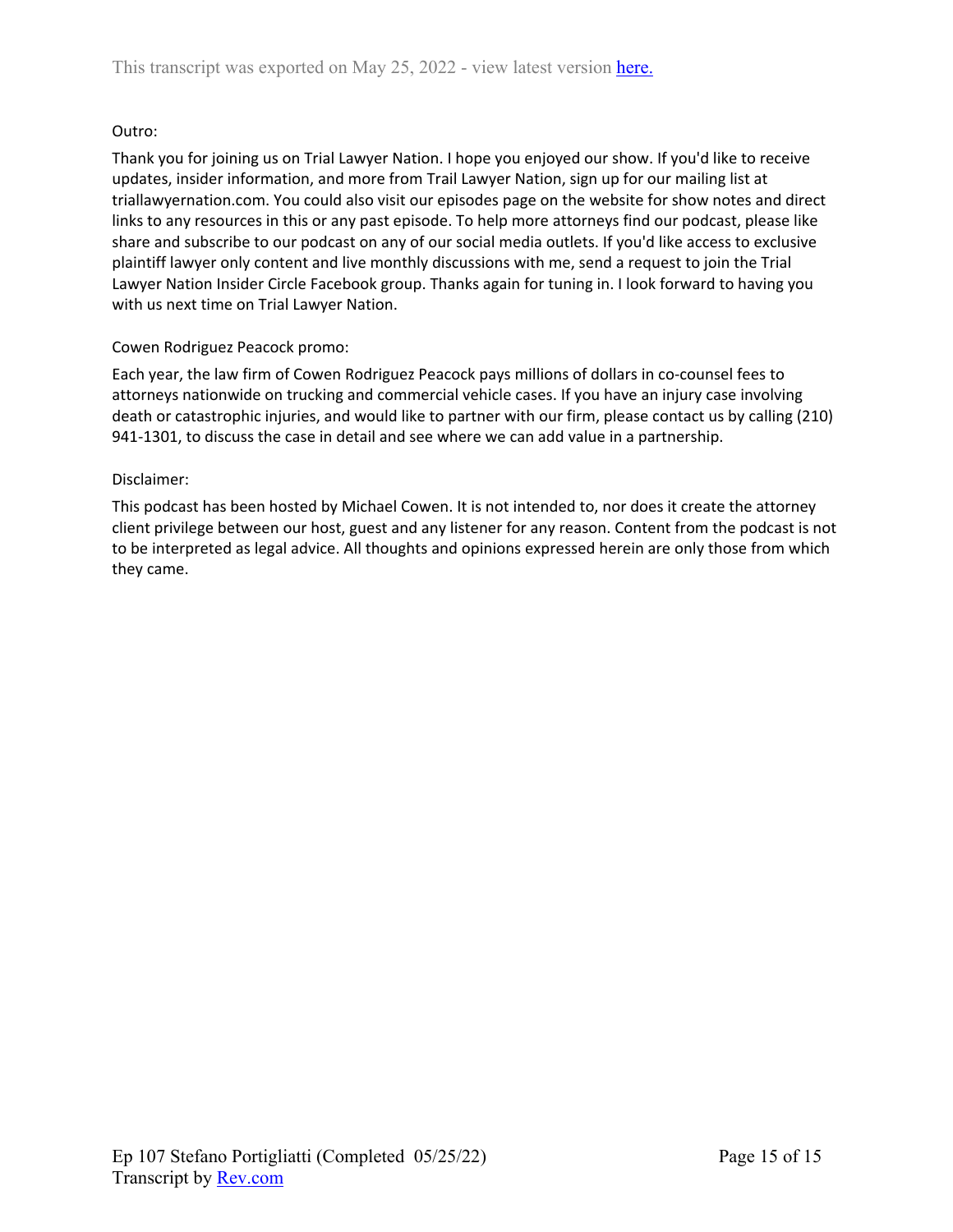Outro:

Thank you for joining us on Trial Lawyer Nation. I hope you enjoyed our show. If you'd like to receive updates, insider information, and more from Trail Lawyer Nation, sign up for our mailing list at triallawyernation.com. You could also visit our episodes page on the website for show notes and direct links to any resources in this or any past episode. To help more attorneys find our podcast, please like share and subscribe to our podcast on any of our social media outlets. If you'd like access to exclusive plaintiff lawyer only content and live monthly discussions with me, send a request to join the Trial Lawyer Nation Insider Circle Facebook group. Thanks again for tuning in. I look forward to having you with us next time on Trial Lawyer Nation.

Cowen Rodriguez Peacock promo:

Each year, the law firm of Cowen Rodriguez Peacock pays millions of dollars in co-counsel fees to attorneys nationwide on trucking and commercial vehicle cases. If you have an injury case involving death or catastrophic injuries, and would like to partner with our firm, please contact us by calling (210) 941-1301, to discuss the case in detail and see where we can add value in a partnership.

Disclaimer:

This podcast has been hosted by Michael Cowen. It is not intended to, nor does it create the attorney client privilege between our host, guest and any listener for any reason. Content from the podcast is not to be interpreted as legal advice. All thoughts and opinions expressed herein are only those from which they came.